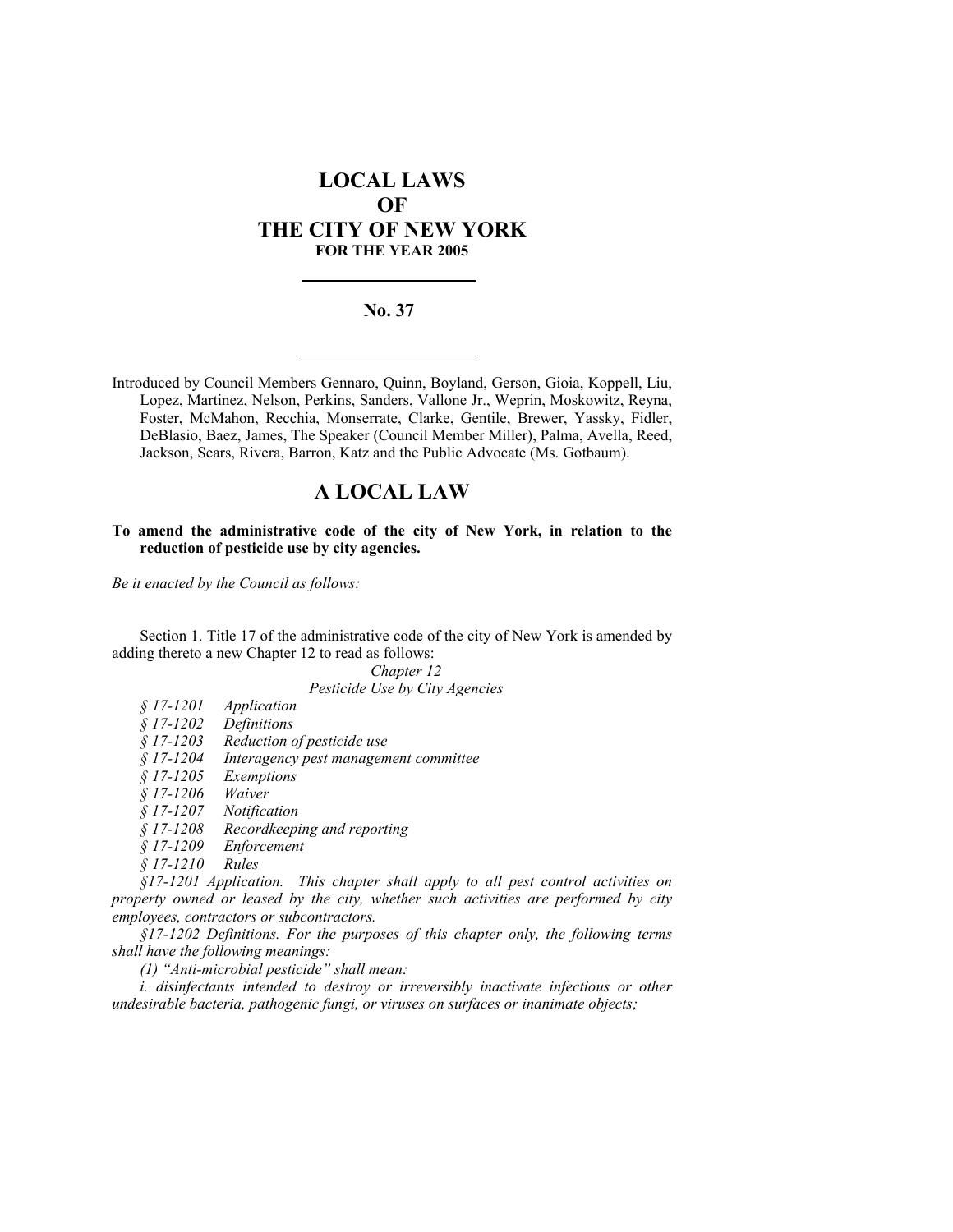# LOCAL LAWS
# OF
# THE CITY OF NEW YORK
### FOR THE YEAR 2005

---

**No. 37**

---

Introduced by Council Members Gennaro, Quinn, Boyland, Gerson, Gioia, Koppell, Liu, Lopez, Martinez, Nelson, Perkins, Sanders, Vallone Jr., Weprin, Moskowitz, Reyna, Foster, McMahon, Recchia, Monserrate, Clarke, Gentile, Brewer, Yassky, Fidler, DeBlasio, Baez, James, The Speaker (Council Member Miller), Palma, Avella, Reed, Jackson, Sears, Rivera, Barron, Katz and the Public Advocate (Ms. Gotbaum).

## A LOCAL LAW

**To amend the administrative code of the city of New York, in relation to the reduction of pesticide use by city agencies.**

*Be it enacted by the Council as follows:*

Section 1. Title 17 of the administrative code of the city of New York is amended by adding thereto a new Chapter 12 to read as follows:

*Chapter 12*

*Pesticide Use by City Agencies*

*§ 17-1201 Application*
*§ 17-1202 Definitions*
*§ 17-1203 Reduction of pesticide use*
*§ 17-1204 Interagency pest management committee*
*§ 17-1205 Exemptions*
*§ 17-1206 Waiver*
*§ 17-1207 Notification*
*§ 17-1208 Recordkeeping and reporting*
*§ 17-1209 Enforcement*
*§ 17-1210 Rules*

*§17-1201 Application. This chapter shall apply to all pest control activities on property owned or leased by the city, whether such activities are performed by city employees, contractors or subcontractors.*

*§17-1202 Definitions. For the purposes of this chapter only, the following terms shall have the following meanings:*

*(1) "Anti-microbial pesticide" shall mean:*

*i. disinfectants intended to destroy or irreversibly inactivate infectious or other undesirable bacteria, pathogenic fungi, or viruses on surfaces or inanimate objects;*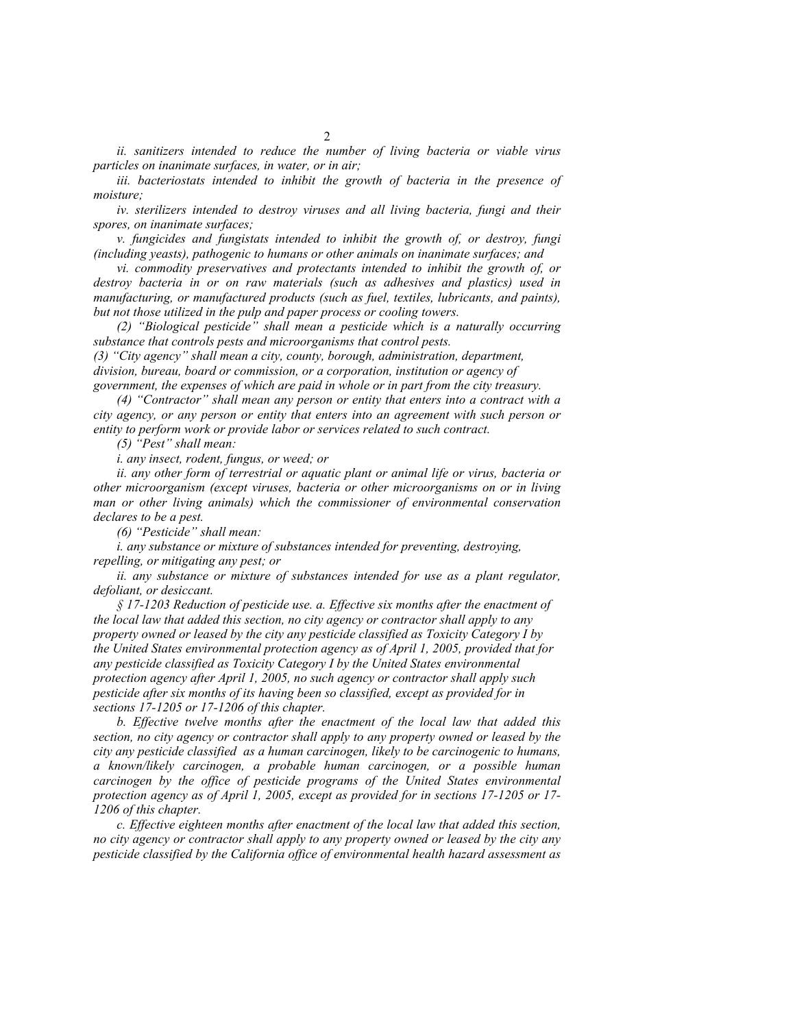*ii. sanitizers intended to reduce the number of living bacteria or viable virus particles on inanimate surfaces, in water, or in air;*

*iii. bacteriostats intended to inhibit the growth of bacteria in the presence of moisture;*

*iv. sterilizers intended to destroy viruses and all living bacteria, fungi and their spores, on inanimate surfaces;*

*v. fungicides and fungistats intended to inhibit the growth of, or destroy, fungi (including yeasts), pathogenic to humans or other animals on inanimate surfaces; and*

*vi. commodity preservatives and protectants intended to inhibit the growth of, or destroy bacteria in or on raw materials (such as adhesives and plastics) used in manufacturing, or manufactured products (such as fuel, textiles, lubricants, and paints), but not those utilized in the pulp and paper process or cooling towers.*

*(2) "Biological pesticide" shall mean a pesticide which is a naturally occurring substance that controls pests and microorganisms that control pests.*

*(3) "City agency" shall mean a city, county, borough, administration, department, division, bureau, board or commission, or a corporation, institution or agency of government, the expenses of which are paid in whole or in part from the city treasury.*

*(4) "Contractor" shall mean any person or entity that enters into a contract with a city agency, or any person or entity that enters into an agreement with such person or entity to perform work or provide labor or services related to such contract.*

*(5) "Pest" shall mean:*

*i. any insect, rodent, fungus, or weed; or*

*ii. any other form of terrestrial or aquatic plant or animal life or virus, bacteria or other microorganism (except viruses, bacteria or other microorganisms on or in living man or other living animals) which the commissioner of environmental conservation declares to be a pest.*

*(6) "Pesticide" shall mean:*

*i. any substance or mixture of substances intended for preventing, destroying, repelling, or mitigating any pest; or*

*ii. any substance or mixture of substances intended for use as a plant regulator, defoliant, or desiccant.*

*§ 17-1203 Reduction of pesticide use. a. Effective six months after the enactment of the local law that added this section, no city agency or contractor shall apply to any property owned or leased by the city any pesticide classified as Toxicity Category I by the United States environmental protection agency as of April 1, 2005, provided that for any pesticide classified as Toxicity Category I by the United States environmental protection agency after April 1, 2005, no such agency or contractor shall apply such pesticide after six months of its having been so classified, except as provided for in sections 17-1205 or 17-1206 of this chapter.*

*b. Effective twelve months after the enactment of the local law that added this section, no city agency or contractor shall apply to any property owned or leased by the city any pesticide classified as a human carcinogen, likely to be carcinogenic to humans, a known/likely carcinogen, a probable human carcinogen, or a possible human carcinogen by the office of pesticide programs of the United States environmental protection agency as of April 1, 2005, except as provided for in sections 17-1205 or 17-1206 of this chapter.*

*c. Effective eighteen months after enactment of the local law that added this section, no city agency or contractor shall apply to any property owned or leased by the city any pesticide classified by the California office of environmental health hazard assessment as*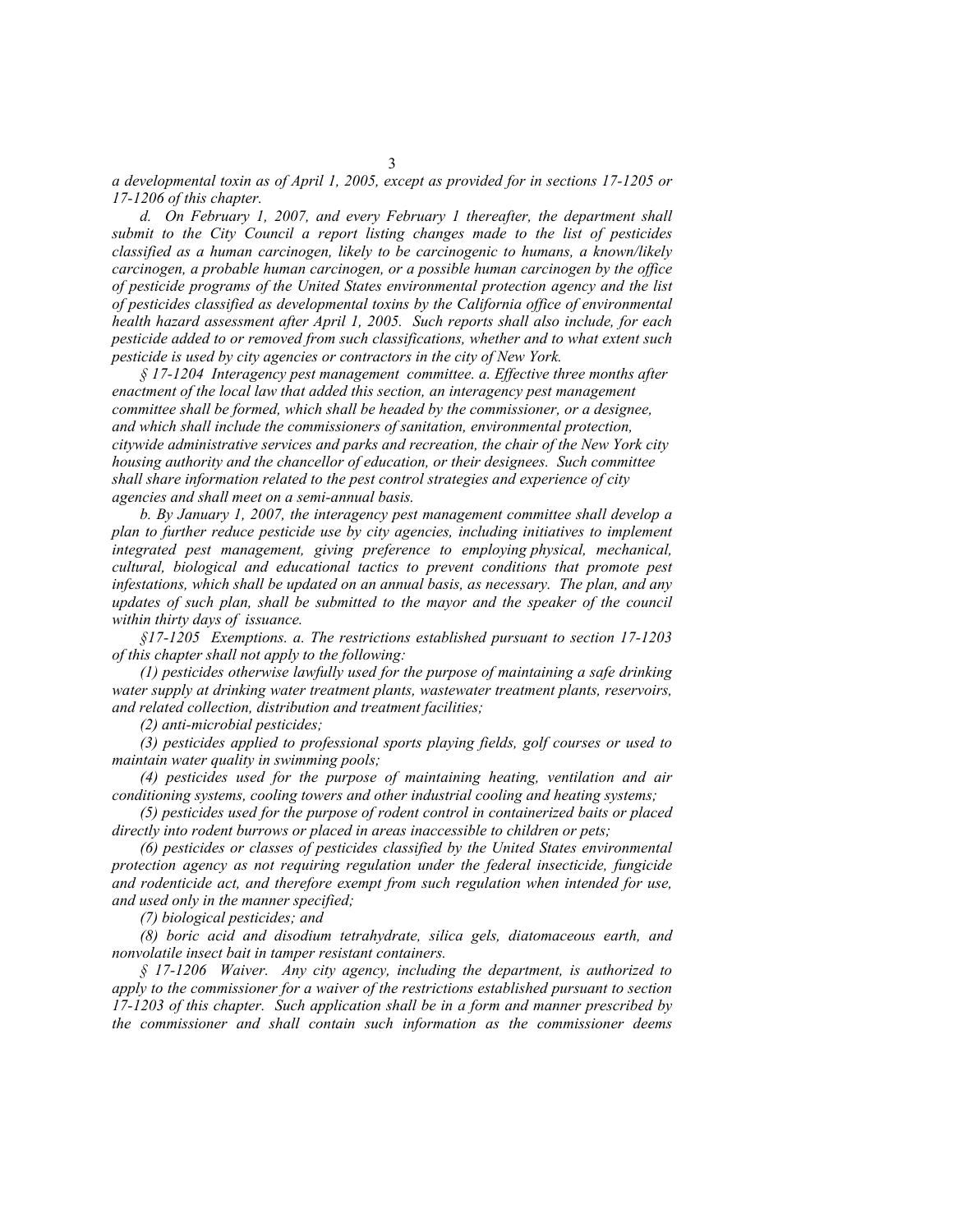*a developmental toxin as of April 1, 2005, except as provided for in sections 17-1205 or 17-1206 of this chapter.*

*d. On February 1, 2007, and every February 1 thereafter, the department shall submit to the City Council a report listing changes made to the list of pesticides classified as a human carcinogen, likely to be carcinogenic to humans, a known/likely carcinogen, a probable human carcinogen, or a possible human carcinogen by the office of pesticide programs of the United States environmental protection agency and the list of pesticides classified as developmental toxins by the California office of environmental health hazard assessment after April 1, 2005. Such reports shall also include, for each pesticide added to or removed from such classifications, whether and to what extent such pesticide is used by city agencies or contractors in the city of New York.*

*§ 17-1204 Interagency pest management committee. a. Effective three months after enactment of the local law that added this section, an interagency pest management committee shall be formed, which shall be headed by the commissioner, or a designee, and which shall include the commissioners of sanitation, environmental protection, citywide administrative services and parks and recreation, the chair of the New York city housing authority and the chancellor of education, or their designees. Such committee shall share information related to the pest control strategies and experience of city agencies and shall meet on a semi-annual basis.*

*b. By January 1, 2007, the interagency pest management committee shall develop a plan to further reduce pesticide use by city agencies, including initiatives to implement integrated pest management, giving preference to employing physical, mechanical, cultural, biological and educational tactics to prevent conditions that promote pest infestations, which shall be updated on an annual basis, as necessary. The plan, and any updates of such plan, shall be submitted to the mayor and the speaker of the council within thirty days of issuance.*

*§17-1205 Exemptions. a. The restrictions established pursuant to section 17-1203 of this chapter shall not apply to the following:*

*(1) pesticides otherwise lawfully used for the purpose of maintaining a safe drinking water supply at drinking water treatment plants, wastewater treatment plants, reservoirs, and related collection, distribution and treatment facilities;*

*(2) anti-microbial pesticides;*

*(3) pesticides applied to professional sports playing fields, golf courses or used to maintain water quality in swimming pools;*

*(4) pesticides used for the purpose of maintaining heating, ventilation and air conditioning systems, cooling towers and other industrial cooling and heating systems;*

*(5) pesticides used for the purpose of rodent control in containerized baits or placed directly into rodent burrows or placed in areas inaccessible to children or pets;*

*(6) pesticides or classes of pesticides classified by the United States environmental protection agency as not requiring regulation under the federal insecticide, fungicide and rodenticide act, and therefore exempt from such regulation when intended for use, and used only in the manner specified;*

*(7) biological pesticides; and*

*(8) boric acid and disodium tetrahydrate, silica gels, diatomaceous earth, and nonvolatile insect bait in tamper resistant containers.*

*§ 17-1206 Waiver. Any city agency, including the department, is authorized to apply to the commissioner for a waiver of the restrictions established pursuant to section 17-1203 of this chapter. Such application shall be in a form and manner prescribed by the commissioner and shall contain such information as the commissioner deems*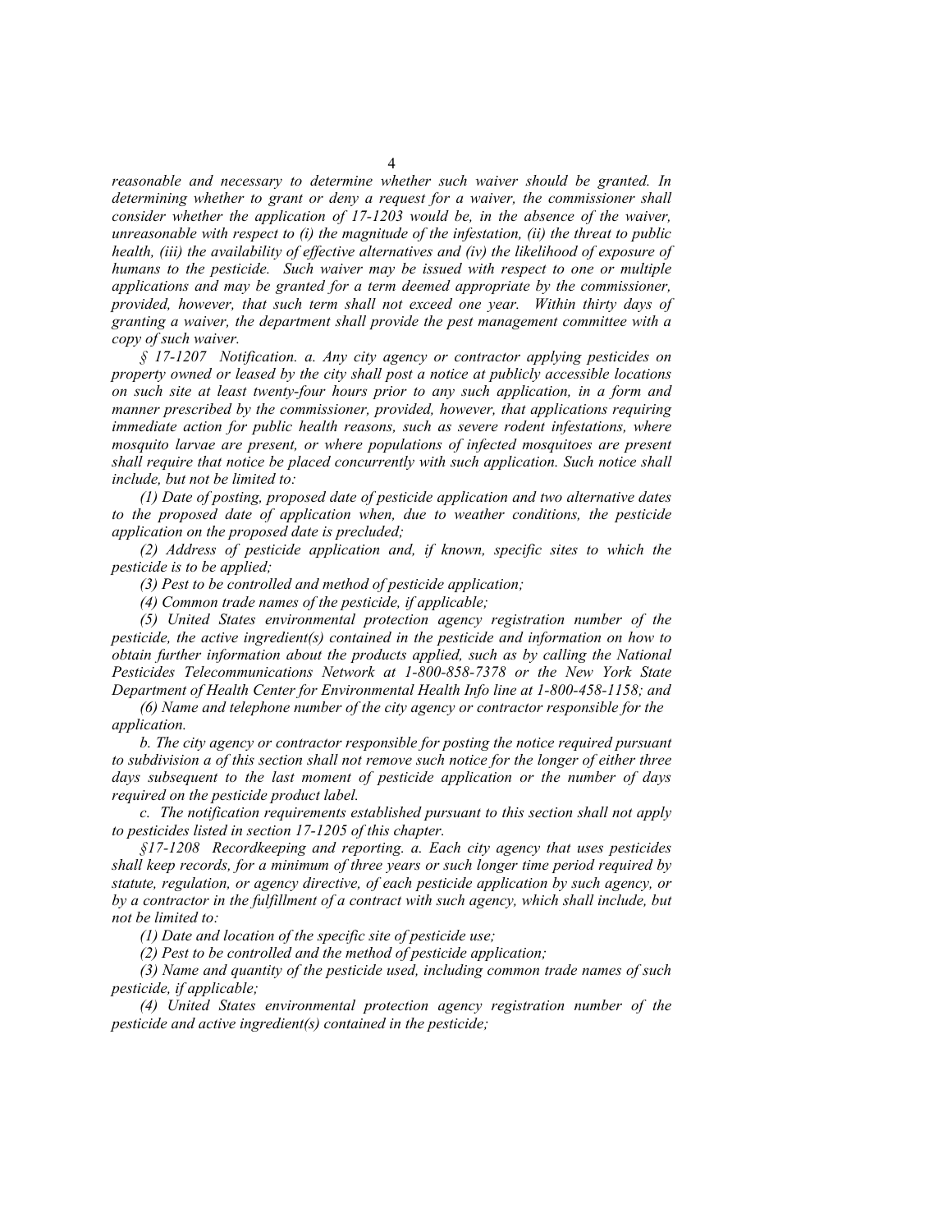*reasonable and necessary to determine whether such waiver should be granted. In determining whether to grant or deny a request for a waiver, the commissioner shall consider whether the application of 17-1203 would be, in the absence of the waiver, unreasonable with respect to (i) the magnitude of the infestation, (ii) the threat to public health, (iii) the availability of effective alternatives and (iv) the likelihood of exposure of humans to the pesticide. Such waiver may be issued with respect to one or multiple applications and may be granted for a term deemed appropriate by the commissioner, provided, however, that such term shall not exceed one year. Within thirty days of granting a waiver, the department shall provide the pest management committee with a copy of such waiver.*

*§ 17-1207 Notification. a. Any city agency or contractor applying pesticides on property owned or leased by the city shall post a notice at publicly accessible locations on such site at least twenty-four hours prior to any such application, in a form and manner prescribed by the commissioner, provided, however, that applications requiring immediate action for public health reasons, such as severe rodent infestations, where mosquito larvae are present, or where populations of infected mosquitoes are present shall require that notice be placed concurrently with such application. Such notice shall include, but not be limited to:*

*(1) Date of posting, proposed date of pesticide application and two alternative dates to the proposed date of application when, due to weather conditions, the pesticide application on the proposed date is precluded;*

*(2) Address of pesticide application and, if known, specific sites to which the pesticide is to be applied;*

*(3) Pest to be controlled and method of pesticide application;*

*(4) Common trade names of the pesticide, if applicable;*

*(5) United States environmental protection agency registration number of the pesticide, the active ingredient(s) contained in the pesticide and information on how to obtain further information about the products applied, such as by calling the National Pesticides Telecommunications Network at 1-800-858-7378 or the New York State Department of Health Center for Environmental Health Info line at 1-800-458-1158; and*

*(6) Name and telephone number of the city agency or contractor responsible for the application.*

*b. The city agency or contractor responsible for posting the notice required pursuant to subdivision a of this section shall not remove such notice for the longer of either three days subsequent to the last moment of pesticide application or the number of days required on the pesticide product label.*

*c. The notification requirements established pursuant to this section shall not apply to pesticides listed in section 17-1205 of this chapter.*

*§17-1208 Recordkeeping and reporting. a. Each city agency that uses pesticides shall keep records, for a minimum of three years or such longer time period required by statute, regulation, or agency directive, of each pesticide application by such agency, or by a contractor in the fulfillment of a contract with such agency, which shall include, but not be limited to:*

*(1) Date and location of the specific site of pesticide use;*

*(2) Pest to be controlled and the method of pesticide application;*

*(3) Name and quantity of the pesticide used, including common trade names of such pesticide, if applicable;*

*(4) United States environmental protection agency registration number of the pesticide and active ingredient(s) contained in the pesticide;*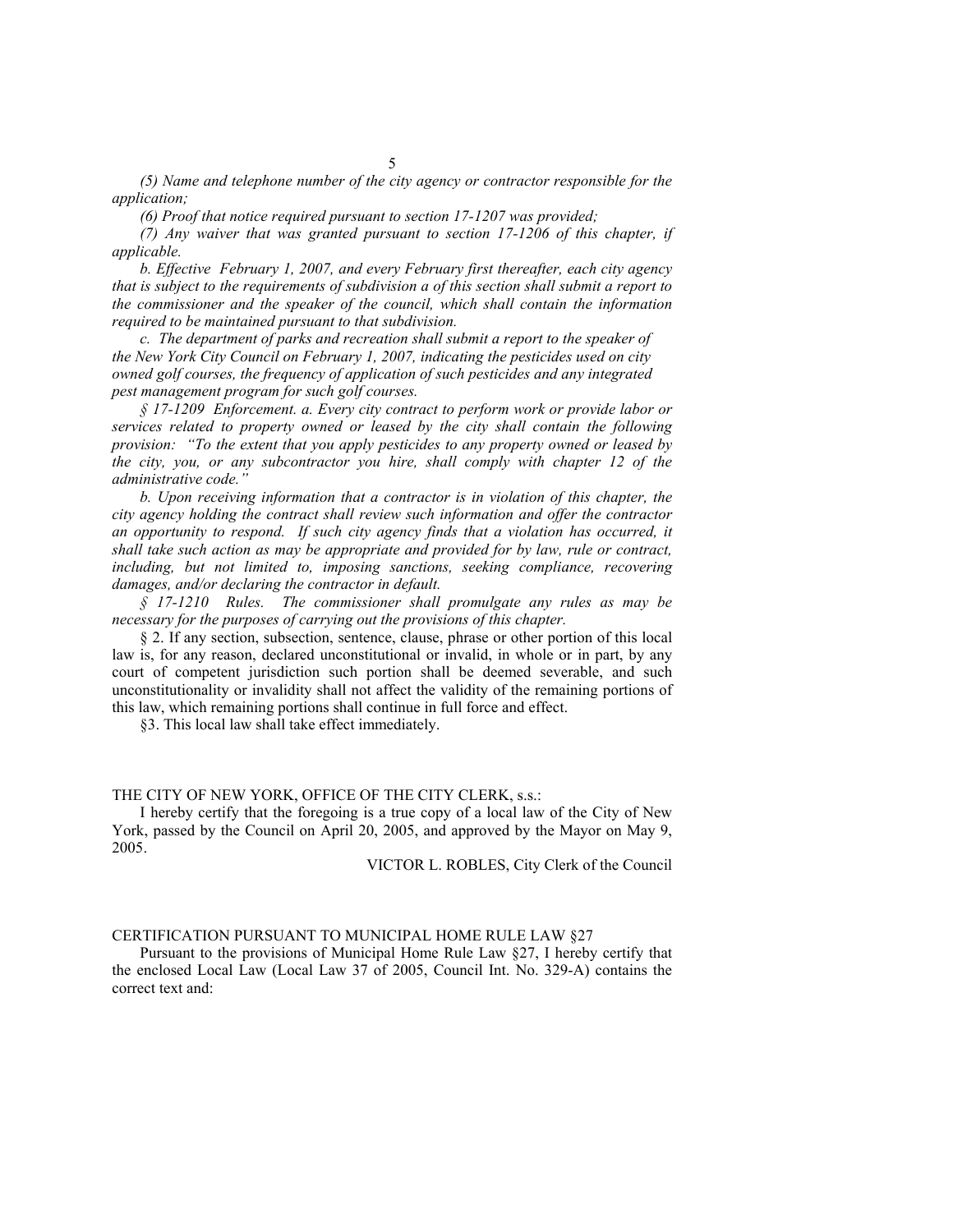*(5) Name and telephone number of the city agency or contractor responsible for the application;*

*(6) Proof that notice required pursuant to section 17-1207 was provided;*

*(7) Any waiver that was granted pursuant to section 17-1206 of this chapter, if applicable.*

*b. Effective February 1, 2007, and every February first thereafter, each city agency that is subject to the requirements of subdivision a of this section shall submit a report to the commissioner and the speaker of the council, which shall contain the information required to be maintained pursuant to that subdivision.*

*c. The department of parks and recreation shall submit a report to the speaker of the New York City Council on February 1, 2007, indicating the pesticides used on city owned golf courses, the frequency of application of such pesticides and any integrated pest management program for such golf courses.*

*§ 17-1209 Enforcement. a. Every city contract to perform work or provide labor or services related to property owned or leased by the city shall contain the following provision: "To the extent that you apply pesticides to any property owned or leased by the city, you, or any subcontractor you hire, shall comply with chapter 12 of the administrative code."*

*b. Upon receiving information that a contractor is in violation of this chapter, the city agency holding the contract shall review such information and offer the contractor an opportunity to respond. If such city agency finds that a violation has occurred, it shall take such action as may be appropriate and provided for by law, rule or contract, including, but not limited to, imposing sanctions, seeking compliance, recovering damages, and/or declaring the contractor in default.*

*§ 17-1210 Rules. The commissioner shall promulgate any rules as may be necessary for the purposes of carrying out the provisions of this chapter.*

§ 2. If any section, subsection, sentence, clause, phrase or other portion of this local law is, for any reason, declared unconstitutional or invalid, in whole or in part, by any court of competent jurisdiction such portion shall be deemed severable, and such unconstitutionality or invalidity shall not affect the validity of the remaining portions of this law, which remaining portions shall continue in full force and effect.

§3. This local law shall take effect immediately.

THE CITY OF NEW YORK, OFFICE OF THE CITY CLERK, s.s.:

I hereby certify that the foregoing is a true copy of a local law of the City of New York, passed by the Council on April 20, 2005, and approved by the Mayor on May 9, 2005.

VICTOR L. ROBLES, City Clerk of the Council

CERTIFICATION PURSUANT TO MUNICIPAL HOME RULE LAW §27

Pursuant to the provisions of Municipal Home Rule Law §27, I hereby certify that the enclosed Local Law (Local Law 37 of 2005, Council Int. No. 329-A) contains the correct text and: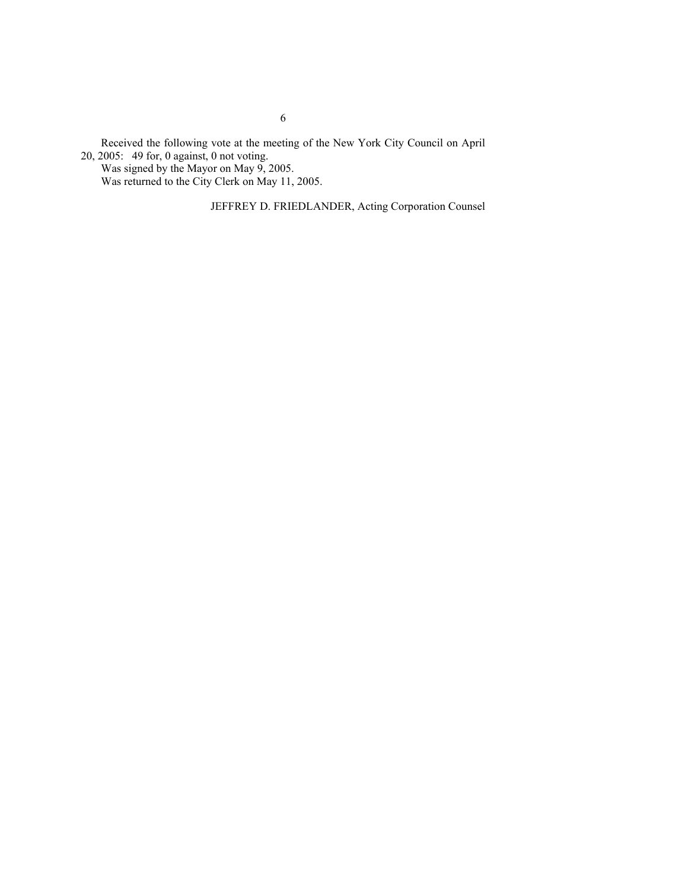Received the following vote at the meeting of the New York City Council on April 20, 2005: 49 for, 0 against, 0 not voting.

Was signed by the Mayor on May 9, 2005.

Was returned to the City Clerk on May 11, 2005.

JEFFREY D. FRIEDLANDER, Acting Corporation Counsel